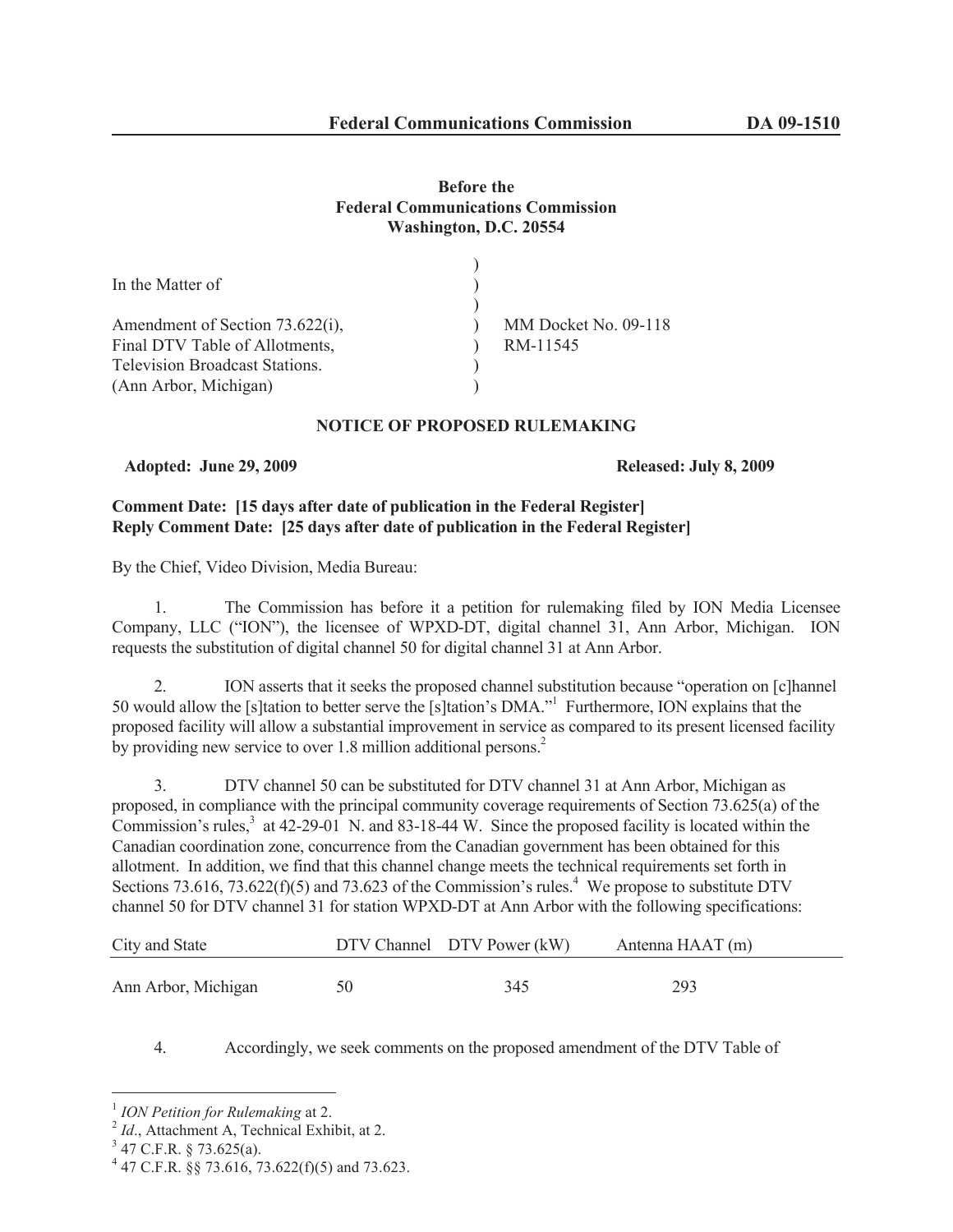**Before the**
**Federal Communications Commission**
**Washington, D.C. 20554**

| | | |
|---|---|---|
| In the Matter of | ) | |
| | ) | |
| Amendment of Section 73.622(i), | ) | MM Docket No. 09-118 |
| Final DTV Table of Allotments, | ) | RM-11545 |
| Television Broadcast Stations. | ) | |
| (Ann Arbor, Michigan) | ) | |

## NOTICE OF PROPOSED RULEMAKING

**Adopted: June 29, 2009** **Released: July 8, 2009**

**Comment Date: [15 days after date of publication in the Federal Register]**
**Reply Comment Date: [25 days after date of publication in the Federal Register]**

By the Chief, Video Division, Media Bureau:

1. The Commission has before it a petition for rulemaking filed by ION Media Licensee Company, LLC ("ION"), the licensee of WPXD-DT, digital channel 31, Ann Arbor, Michigan. ION requests the substitution of digital channel 50 for digital channel 31 at Ann Arbor.

2. ION asserts that it seeks the proposed channel substitution because "operation on [c]hannel 50 would allow the [s]tation to better serve the [s]tation's DMA."[1] Furthermore, ION explains that the proposed facility will allow a substantial improvement in service as compared to its present licensed facility by providing new service to over 1.8 million additional persons.[2]

3. DTV channel 50 can be substituted for DTV channel 31 at Ann Arbor, Michigan as proposed, in compliance with the principal community coverage requirements of Section 73.625(a) of the Commission's rules,[3] at 42-29-01 N. and 83-18-44 W. Since the proposed facility is located within the Canadian coordination zone, concurrence from the Canadian government has been obtained for this allotment. In addition, we find that this channel change meets the technical requirements set forth in Sections 73.616, 73.622(f)(5) and 73.623 of the Commission's rules.[4] We propose to substitute DTV channel 50 for DTV channel 31 for station WPXD-DT at Ann Arbor with the following specifications:

| City and State | DTV Channel | DTV Power (kW) | Antenna HAAT (m) |
|---|---|---|---|
| Ann Arbor, Michigan | 50 | 345 | 293 |

4. Accordingly, we seek comments on the proposed amendment of the DTV Table of

---

[1] *ION Petition for Rulemaking* at 2.

[2] *Id*., Attachment A, Technical Exhibit, at 2.

[3] 47 C.F.R. § 73.625(a).

[4] 47 C.F.R. §§ 73.616, 73.622(f)(5) and 73.623.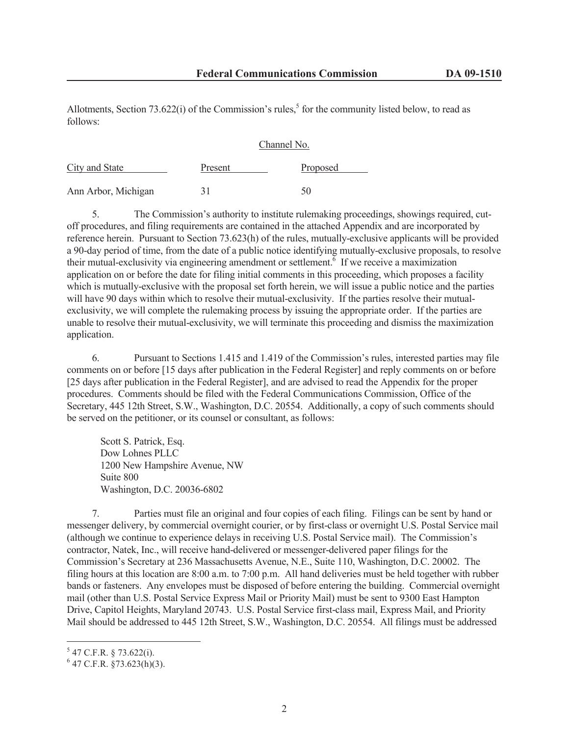Allotments, Section 73.622(i) of the Commission's rules,[5] for the community listed below, to read as follows:

| | Channel No. | |
|---|---|---|
| City and State | Present | Proposed |
| Ann Arbor, Michigan | 31 | 50 |

5. The Commission's authority to institute rulemaking proceedings, showings required, cut-off procedures, and filing requirements are contained in the attached Appendix and are incorporated by reference herein. Pursuant to Section 73.623(h) of the rules, mutually-exclusive applicants will be provided a 90-day period of time, from the date of a public notice identifying mutually-exclusive proposals, to resolve their mutual-exclusivity via engineering amendment or settlement.[6] If we receive a maximization application on or before the date for filing initial comments in this proceeding, which proposes a facility which is mutually-exclusive with the proposal set forth herein, we will issue a public notice and the parties will have 90 days within which to resolve their mutual-exclusivity. If the parties resolve their mutual-exclusivity, we will complete the rulemaking process by issuing the appropriate order. If the parties are unable to resolve their mutual-exclusivity, we will terminate this proceeding and dismiss the maximization application.

6. Pursuant to Sections 1.415 and 1.419 of the Commission's rules, interested parties may file comments on or before [15 days after publication in the Federal Register] and reply comments on or before [25 days after publication in the Federal Register], and are advised to read the Appendix for the proper procedures. Comments should be filed with the Federal Communications Commission, Office of the Secretary, 445 12th Street, S.W., Washington, D.C. 20554. Additionally, a copy of such comments should be served on the petitioner, or its counsel or consultant, as follows:

Scott S. Patrick, Esq.
Dow Lohnes PLLC
1200 New Hampshire Avenue, NW
Suite 800
Washington, D.C. 20036-6802

7. Parties must file an original and four copies of each filing. Filings can be sent by hand or messenger delivery, by commercial overnight courier, or by first-class or overnight U.S. Postal Service mail (although we continue to experience delays in receiving U.S. Postal Service mail). The Commission's contractor, Natek, Inc., will receive hand-delivered or messenger-delivered paper filings for the Commission's Secretary at 236 Massachusetts Avenue, N.E., Suite 110, Washington, D.C. 20002. The filing hours at this location are 8:00 a.m. to 7:00 p.m. All hand deliveries must be held together with rubber bands or fasteners. Any envelopes must be disposed of before entering the building. Commercial overnight mail (other than U.S. Postal Service Express Mail or Priority Mail) must be sent to 9300 East Hampton Drive, Capitol Heights, Maryland 20743. U.S. Postal Service first-class mail, Express Mail, and Priority Mail should be addressed to 445 12th Street, S.W., Washington, D.C. 20554. All filings must be addressed

[5] 47 C.F.R. § 73.622(i).

[6] 47 C.F.R. §73.623(h)(3).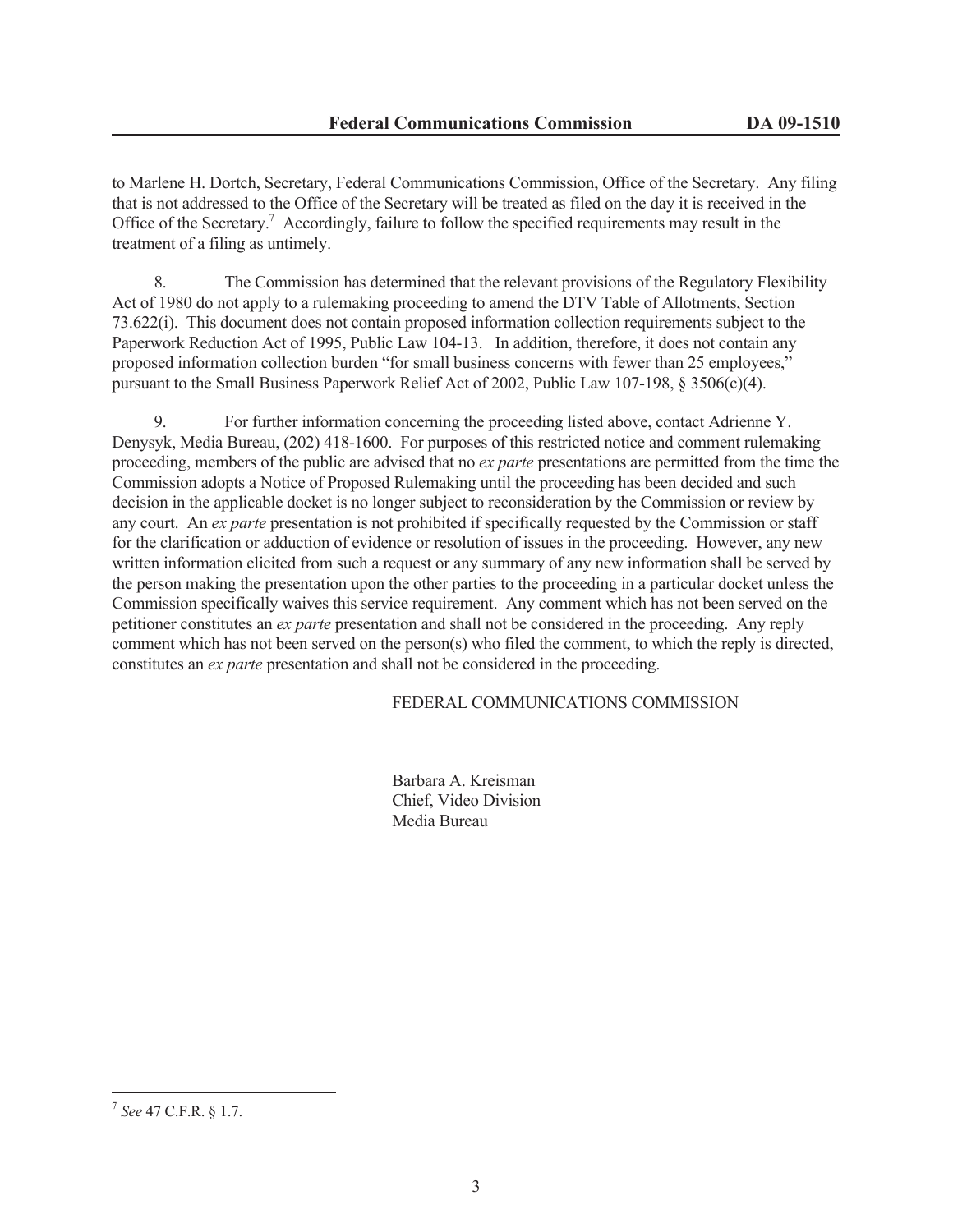to Marlene H. Dortch, Secretary, Federal Communications Commission, Office of the Secretary. Any filing that is not addressed to the Office of the Secretary will be treated as filed on the day it is received in the Office of the Secretary.[7] Accordingly, failure to follow the specified requirements may result in the treatment of a filing as untimely.

8. The Commission has determined that the relevant provisions of the Regulatory Flexibility Act of 1980 do not apply to a rulemaking proceeding to amend the DTV Table of Allotments, Section 73.622(i). This document does not contain proposed information collection requirements subject to the Paperwork Reduction Act of 1995, Public Law 104-13. In addition, therefore, it does not contain any proposed information collection burden "for small business concerns with fewer than 25 employees," pursuant to the Small Business Paperwork Relief Act of 2002, Public Law 107-198, § 3506(c)(4).

9. For further information concerning the proceeding listed above, contact Adrienne Y. Denysyk, Media Bureau, (202) 418-1600. For purposes of this restricted notice and comment rulemaking proceeding, members of the public are advised that no *ex parte* presentations are permitted from the time the Commission adopts a Notice of Proposed Rulemaking until the proceeding has been decided and such decision in the applicable docket is no longer subject to reconsideration by the Commission or review by any court. An *ex parte* presentation is not prohibited if specifically requested by the Commission or staff for the clarification or adduction of evidence or resolution of issues in the proceeding. However, any new written information elicited from such a request or any summary of any new information shall be served by the person making the presentation upon the other parties to the proceeding in a particular docket unless the Commission specifically waives this service requirement. Any comment which has not been served on the petitioner constitutes an *ex parte* presentation and shall not be considered in the proceeding. Any reply comment which has not been served on the person(s) who filed the comment, to which the reply is directed, constitutes an *ex parte* presentation and shall not be considered in the proceeding.

FEDERAL COMMUNICATIONS COMMISSION

Barbara A. Kreisman
Chief, Video Division
Media Bureau

[7] *See* 47 C.F.R. § 1.7.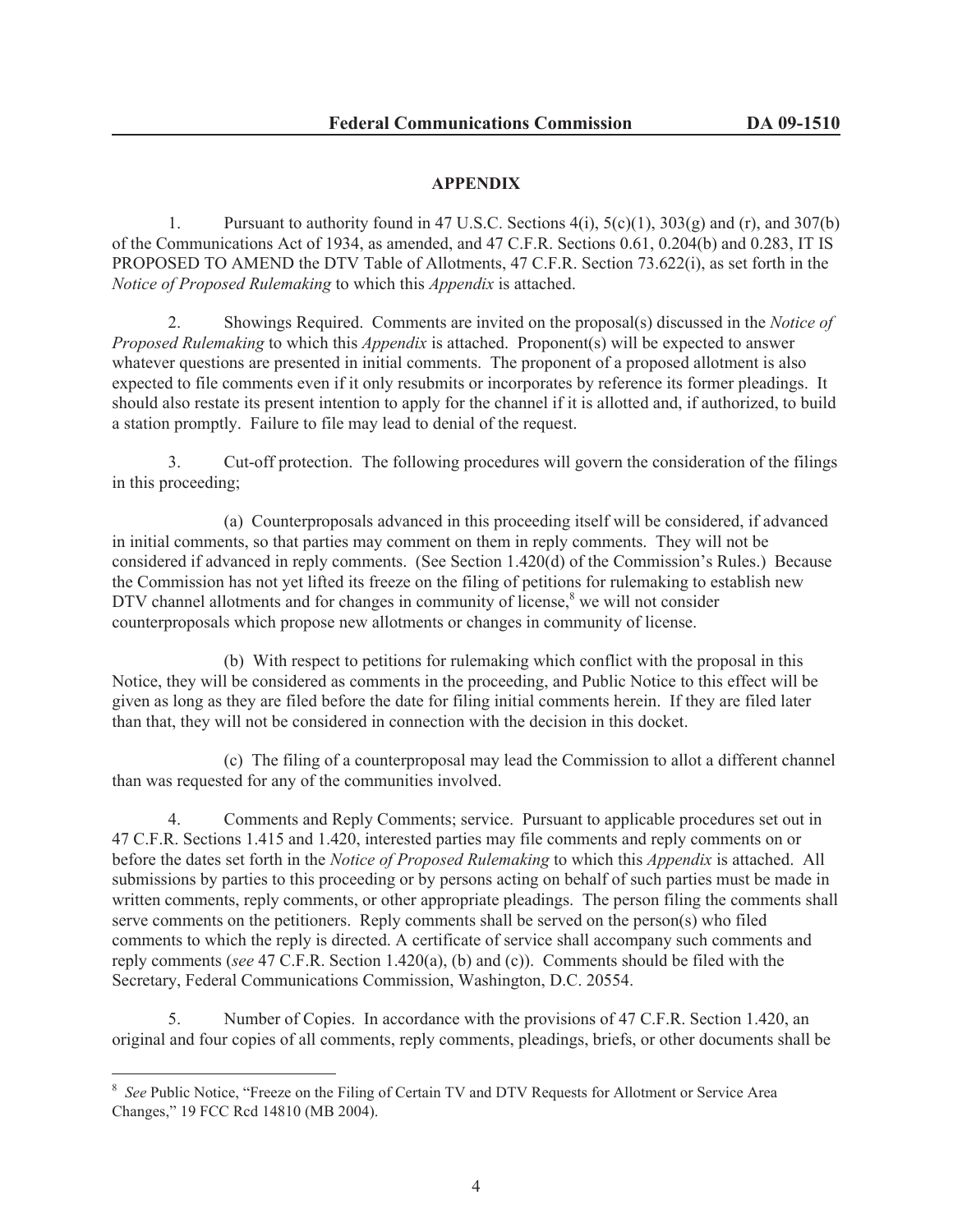## APPENDIX

1. Pursuant to authority found in 47 U.S.C. Sections 4(i), 5(c)(1), 303(g) and (r), and 307(b) of the Communications Act of 1934, as amended, and 47 C.F.R. Sections 0.61, 0.204(b) and 0.283, IT IS PROPOSED TO AMEND the DTV Table of Allotments, 47 C.F.R. Section 73.622(i), as set forth in the *Notice of Proposed Rulemaking* to which this *Appendix* is attached.

2. Showings Required. Comments are invited on the proposal(s) discussed in the *Notice of Proposed Rulemaking* to which this *Appendix* is attached. Proponent(s) will be expected to answer whatever questions are presented in initial comments. The proponent of a proposed allotment is also expected to file comments even if it only resubmits or incorporates by reference its former pleadings. It should also restate its present intention to apply for the channel if it is allotted and, if authorized, to build a station promptly. Failure to file may lead to denial of the request.

3. Cut-off protection. The following procedures will govern the consideration of the filings in this proceeding;

(a) Counterproposals advanced in this proceeding itself will be considered, if advanced in initial comments, so that parties may comment on them in reply comments. They will not be considered if advanced in reply comments. (See Section 1.420(d) of the Commission's Rules.) Because the Commission has not yet lifted its freeze on the filing of petitions for rulemaking to establish new DTV channel allotments and for changes in community of license,[8] we will not consider counterproposals which propose new allotments or changes in community of license.

(b) With respect to petitions for rulemaking which conflict with the proposal in this Notice, they will be considered as comments in the proceeding, and Public Notice to this effect will be given as long as they are filed before the date for filing initial comments herein. If they are filed later than that, they will not be considered in connection with the decision in this docket.

(c) The filing of a counterproposal may lead the Commission to allot a different channel than was requested for any of the communities involved.

4. Comments and Reply Comments; service. Pursuant to applicable procedures set out in 47 C.F.R. Sections 1.415 and 1.420, interested parties may file comments and reply comments on or before the dates set forth in the *Notice of Proposed Rulemaking* to which this *Appendix* is attached. All submissions by parties to this proceeding or by persons acting on behalf of such parties must be made in written comments, reply comments, or other appropriate pleadings. The person filing the comments shall serve comments on the petitioners. Reply comments shall be served on the person(s) who filed comments to which the reply is directed. A certificate of service shall accompany such comments and reply comments (*see* 47 C.F.R. Section 1.420(a), (b) and (c)). Comments should be filed with the Secretary, Federal Communications Commission, Washington, D.C. 20554.

5. Number of Copies. In accordance with the provisions of 47 C.F.R. Section 1.420, an original and four copies of all comments, reply comments, pleadings, briefs, or other documents shall be

---

[8] *See* Public Notice, "Freeze on the Filing of Certain TV and DTV Requests for Allotment or Service Area Changes," 19 FCC Rcd 14810 (MB 2004).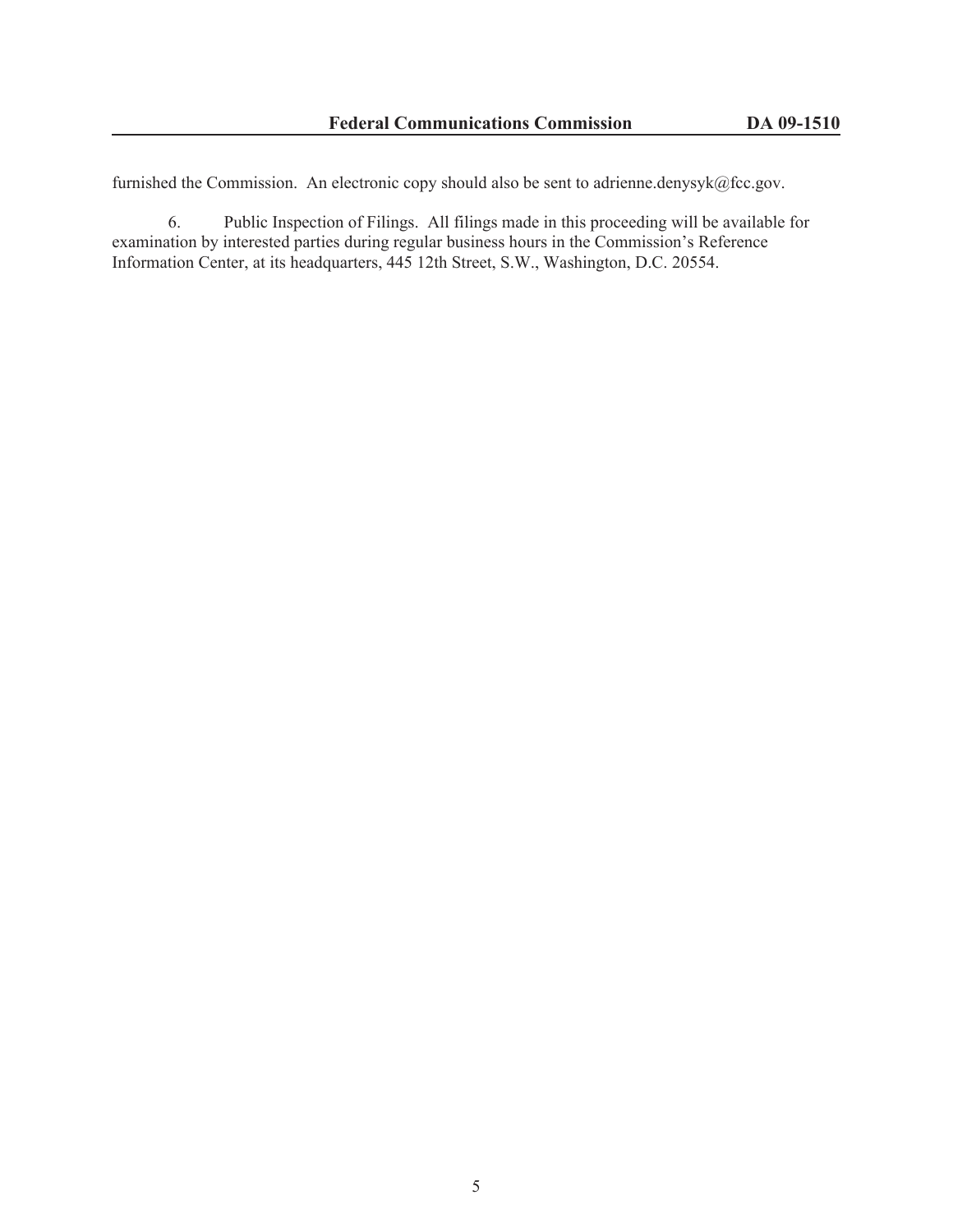furnished the Commission. An electronic copy should also be sent to adrienne.denysyk@fcc.gov.

6. Public Inspection of Filings. All filings made in this proceeding will be available for examination by interested parties during regular business hours in the Commission's Reference Information Center, at its headquarters, 445 12th Street, S.W., Washington, D.C. 20554.